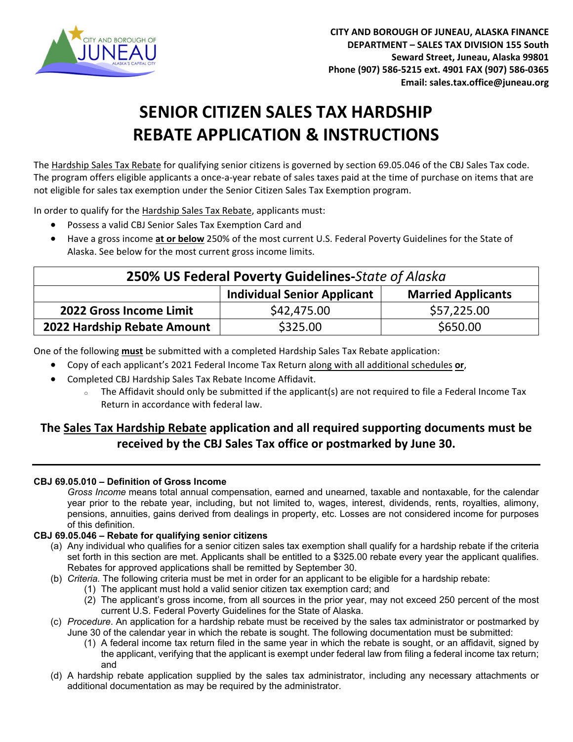CITY AND BOROUGH OF JUNEAU, ALASKA FINANCE DEPARTMENT – SALES TAX DIVISION 155 South Seward Street, Juneau, Alaska 99801
Phone (907) 586-5215 ext. 4901 FAX (907) 586-0365
Email: sales.tax.office@juneau.org

# SENIOR CITIZEN SALES TAX HARDSHIP REBATE APPLICATION & INSTRUCTIONS

The Hardship Sales Tax Rebate for qualifying senior citizens is governed by section 69.05.046 of the CBJ Sales Tax code. The program offers eligible applicants a once-a-year rebate of sales taxes paid at the time of purchase on items that are not eligible for sales tax exemption under the Senior Citizen Sales Tax Exemption program.

In order to qualify for the Hardship Sales Tax Rebate, applicants must:

- Possess a valid CBJ Senior Sales Tax Exemption Card and
- Have a gross income **at or below** 250% of the most current U.S. Federal Poverty Guidelines for the State of Alaska. See below for the most current gross income limits.

| 250% US Federal Poverty Guidelines-*State of Alaska* | | |
|---|---|---|
| | **Individual Senior Applicant** | **Married Applicants** |
| **2022 Gross Income Limit** | $42,475.00 | $57,225.00 |
| **2022 Hardship Rebate Amount** | $325.00 | $650.00 |

One of the following **must** be submitted with a completed Hardship Sales Tax Rebate application:

- Copy of each applicant's 2021 Federal Income Tax Return along with all additional schedules **or**,
- Completed CBJ Hardship Sales Tax Rebate Income Affidavit.
  - The Affidavit should only be submitted if the applicant(s) are not required to file a Federal Income Tax Return in accordance with federal law.

**The Sales Tax Hardship Rebate application and all required supporting documents must be received by the CBJ Sales Tax office or postmarked by June 30.**

---

**CBJ 69.05.010 – Definition of Gross Income**

*Gross Income* means total annual compensation, earned and unearned, taxable and nontaxable, for the calendar year prior to the rebate year, including, but not limited to, wages, interest, dividends, rents, royalties, alimony, pensions, annuities, gains derived from dealings in property, etc. Losses are not considered income for purposes of this definition.

**CBJ 69.05.046 – Rebate for qualifying senior citizens**

(a) Any individual who qualifies for a senior citizen sales tax exemption shall qualify for a hardship rebate if the criteria set forth in this section are met. Applicants shall be entitled to a $325.00 rebate every year the applicant qualifies. Rebates for approved applications shall be remitted by September 30.

(b) *Criteria.* The following criteria must be met in order for an applicant to be eligible for a hardship rebate:

(1) The applicant must hold a valid senior citizen tax exemption card; and

(2) The applicant's gross income, from all sources in the prior year, may not exceed 250 percent of the most current U.S. Federal Poverty Guidelines for the State of Alaska.

(c) *Procedure*. An application for a hardship rebate must be received by the sales tax administrator or postmarked by June 30 of the calendar year in which the rebate is sought. The following documentation must be submitted:

(1) A federal income tax return filed in the same year in which the rebate is sought, or an affidavit, signed by the applicant, verifying that the applicant is exempt under federal law from filing a federal income tax return; and

(d) A hardship rebate application supplied by the sales tax administrator, including any necessary attachments or additional documentation as may be required by the administrator.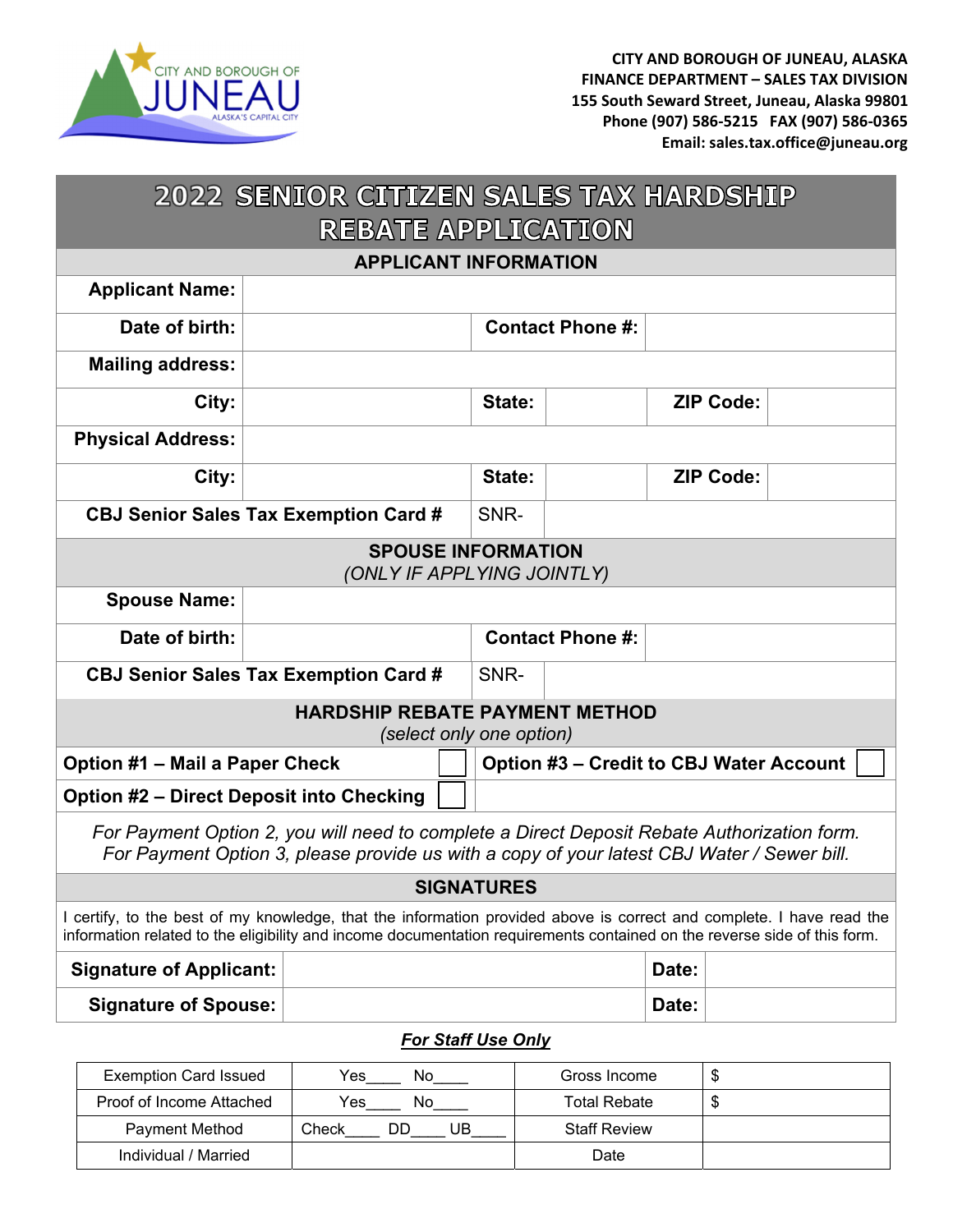CITY AND BOROUGH OF JUNEAU, ALASKA
FINANCE DEPARTMENT – SALES TAX DIVISION
155 South Seward Street, Juneau, Alaska 99801
Phone (907) 586-5215 FAX (907) 586-0365
Email: sales.tax.office@juneau.org

# 2022 SENIOR CITIZEN SALES TAX HARDSHIP REBATE APPLICATION

## APPLICANT INFORMATION

| | | | | | |
|---|---|---|---|---|---|
| **Applicant Name:** | | | | | |
| **Date of birth:** | | **Contact Phone #:** | | | |
| **Mailing address:** | | | | | |
| **City:** | | **State:** | | **ZIP Code:** | |
| **Physical Address:** | | | | | |
| **City:** | | **State:** | | **ZIP Code:** | |
| **CBJ Senior Sales Tax Exemption Card #** | | SNR- | | | |

## SPOUSE INFORMATION
*(ONLY IF APPLYING JOINTLY)*

| | | | |
|---|---|---|---|
| **Spouse Name:** | | | |
| **Date of birth:** | | **Contact Phone #:** | |
| **CBJ Senior Sales Tax Exemption Card #** | | SNR- | |

## HARDSHIP REBATE PAYMENT METHOD
*(select only one option)*

| | | | |
|---|---|---|---|
| **Option #1 – Mail a Paper Check** | ☐ | **Option #3 – Credit to CBJ Water Account** | ☐ |
| **Option #2 – Direct Deposit into Checking** | ☐ | | |

*For Payment Option 2, you will need to complete a Direct Deposit Rebate Authorization form.*
*For Payment Option 3, please provide us with a copy of your latest CBJ Water / Sewer bill.*

## SIGNATURES

I certify, to the best of my knowledge, that the information provided above is correct and complete. I have read the information related to the eligibility and income documentation requirements contained on the reverse side of this form.

| | | | |
|---|---|---|---|
| **Signature of Applicant:** | | **Date:** | |
| **Signature of Spouse:** | | **Date:** | |

***For Staff Use Only***

| | | | |
|---|---|---|---|
| Exemption Card Issued | Yes____ No____ | Gross Income | $ |
| Proof of Income Attached | Yes____ No____ | Total Rebate | $ |
| Payment Method | Check____ DD____ UB____ | Staff Review | |
| Individual / Married | | Date | |